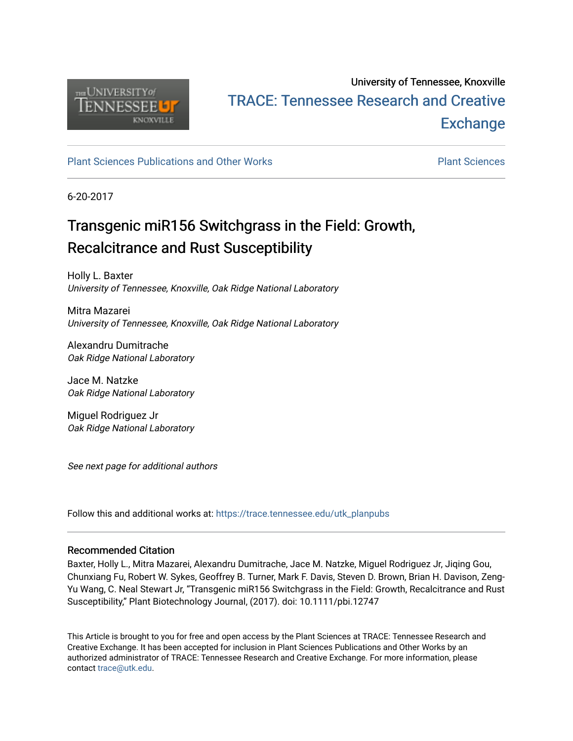University of Tennessee, Knoxville

TRACE: Tennessee Research and Creative Exchange

Plant Sciences Publications and Other Works

Plant Sciences

6-20-2017

# Transgenic miR156 Switchgrass in the Field: Growth, Recalcitrance and Rust Susceptibility

Holly L. Baxter
*University of Tennessee, Knoxville, Oak Ridge National Laboratory*

Mitra Mazarei
*University of Tennessee, Knoxville, Oak Ridge National Laboratory*

Alexandru Dumitrache
*Oak Ridge National Laboratory*

Jace M. Natzke
*Oak Ridge National Laboratory*

Miguel Rodriguez Jr
*Oak Ridge National Laboratory*

*See next page for additional authors*

Follow this and additional works at: https://trace.tennessee.edu/utk_planpubs

### Recommended Citation

Baxter, Holly L., Mitra Mazarei, Alexandru Dumitrache, Jace M. Natzke, Miguel Rodriguez Jr, Jiqing Gou, Chunxiang Fu, Robert W. Sykes, Geoffrey B. Turner, Mark F. Davis, Steven D. Brown, Brian H. Davison, Zeng-Yu Wang, C. Neal Stewart Jr, "Transgenic miR156 Switchgrass in the Field: Growth, Recalcitrance and Rust Susceptibility," Plant Biotechnology Journal, (2017). doi: 10.1111/pbi.12747

This Article is brought to you for free and open access by the Plant Sciences at TRACE: Tennessee Research and Creative Exchange. It has been accepted for inclusion in Plant Sciences Publications and Other Works by an authorized administrator of TRACE: Tennessee Research and Creative Exchange. For more information, please contact trace@utk.edu.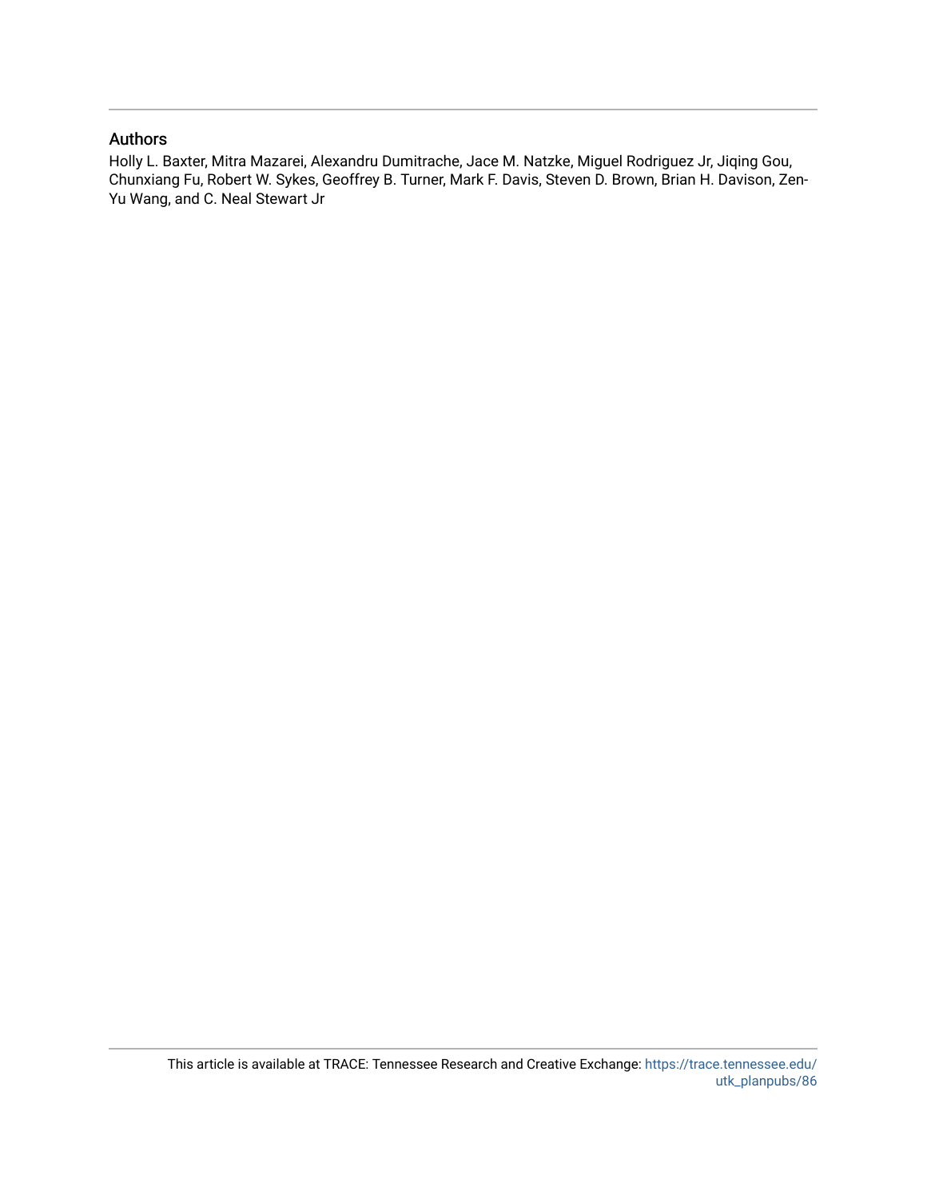## Authors

Holly L. Baxter, Mitra Mazarei, Alexandru Dumitrache, Jace M. Natzke, Miguel Rodriguez Jr, Jiqing Gou, Chunxiang Fu, Robert W. Sykes, Geoffrey B. Turner, Mark F. Davis, Steven D. Brown, Brian H. Davison, Zen-Yu Wang, and C. Neal Stewart Jr

This article is available at TRACE: Tennessee Research and Creative Exchange: https://trace.tennessee.edu/utk_planpubs/86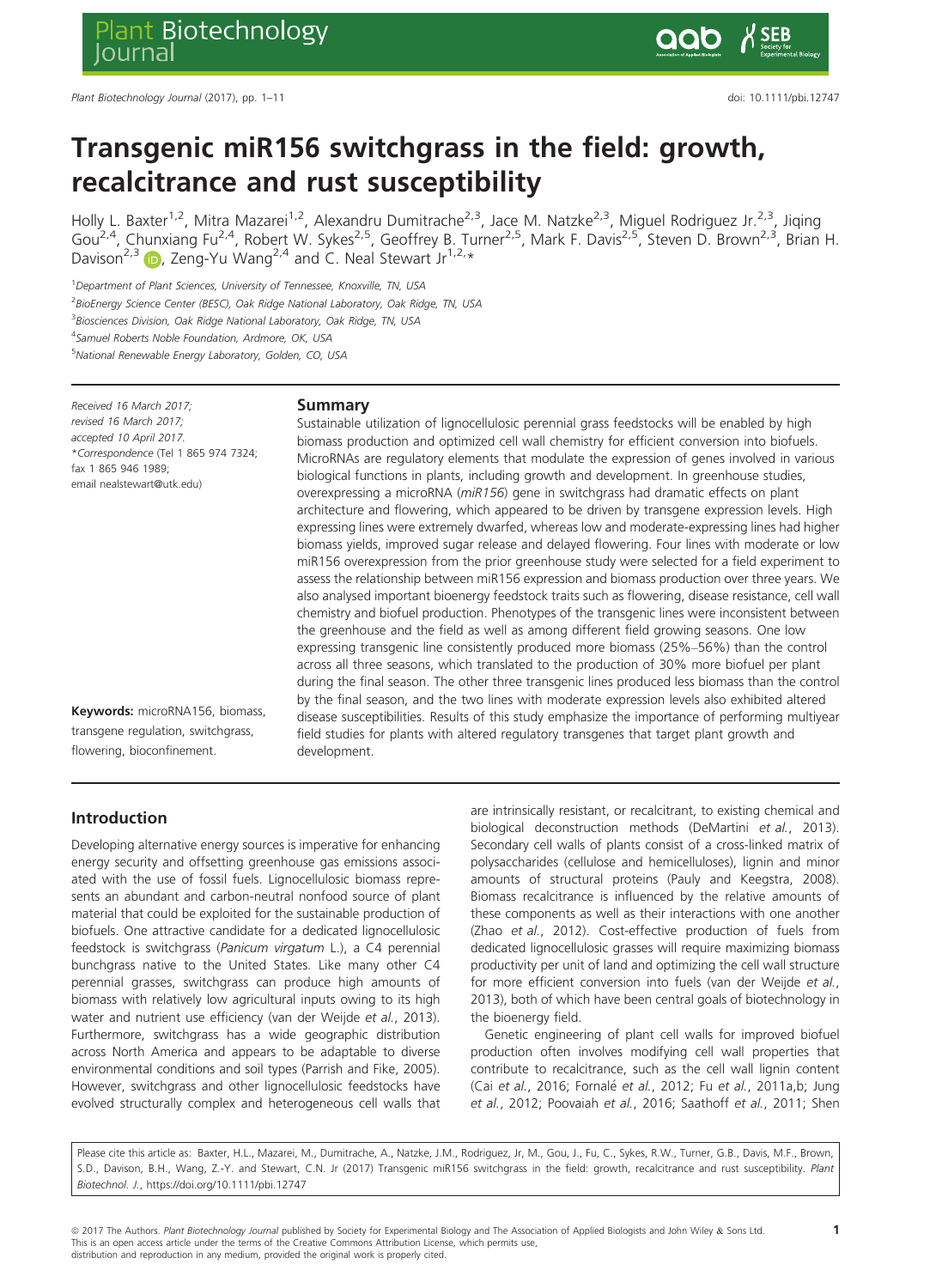# Transgenic miR156 switchgrass in the field: growth, recalcitrance and rust susceptibility

Holly L. Baxter[1,2], Mitra Mazarei[1,2], Alexandru Dumitrache[2,3], Jace M. Natzke[2,3], Miguel Rodriguez Jr.[2,3], Jiqing Gou[2,4], Chunxiang Fu[2,4], Robert W. Sykes[2,5], Geoffrey B. Turner[2,5], Mark F. Davis[2,5], Steven D. Brown[2,3], Brian H. Davison[2,3], Zeng-Yu Wang[2,4] and C. Neal Stewart Jr[1,2,*]

[1]Department of Plant Sciences, University of Tennessee, Knoxville, TN, USA

[2]BioEnergy Science Center (BESC), Oak Ridge National Laboratory, Oak Ridge, TN, USA

[3]Biosciences Division, Oak Ridge National Laboratory, Oak Ridge, TN, USA

[4]Samuel Roberts Noble Foundation, Ardmore, OK, USA

[5]National Renewable Energy Laboratory, Golden, CO, USA

*Received 16 March 2017;*
*revised 16 March 2017;*
*accepted 10 April 2017.*
\*Correspondence (Tel 1 865 974 7324; fax 1 865 946 1989; email nealstewart@utk.edu)

**Keywords:** microRNA156, biomass, transgene regulation, switchgrass, flowering, bioconfinement.

## Summary

Sustainable utilization of lignocellulosic perennial grass feedstocks will be enabled by high biomass production and optimized cell wall chemistry for efficient conversion into biofuels. MicroRNAs are regulatory elements that modulate the expression of genes involved in various biological functions in plants, including growth and development. In greenhouse studies, overexpressing a microRNA (*miR156*) gene in switchgrass had dramatic effects on plant architecture and flowering, which appeared to be driven by transgene expression levels. High expressing lines were extremely dwarfed, whereas low and moderate-expressing lines had higher biomass yields, improved sugar release and delayed flowering. Four lines with moderate or low miR156 overexpression from the prior greenhouse study were selected for a field experiment to assess the relationship between miR156 expression and biomass production over three years. We also analysed important bioenergy feedstock traits such as flowering, disease resistance, cell wall chemistry and biofuel production. Phenotypes of the transgenic lines were inconsistent between the greenhouse and the field as well as among different field growing seasons. One low expressing transgenic line consistently produced more biomass (25%–56%) than the control across all three seasons, which translated to the production of 30% more biofuel per plant during the final season. The other three transgenic lines produced less biomass than the control by the final season, and the two lines with moderate expression levels also exhibited altered disease susceptibilities. Results of this study emphasize the importance of performing multiyear field studies for plants with altered regulatory transgenes that target plant growth and development.

## Introduction

Developing alternative energy sources is imperative for enhancing energy security and offsetting greenhouse gas emissions associated with the use of fossil fuels. Lignocellulosic biomass represents an abundant and carbon-neutral nonfood source of plant material that could be exploited for the sustainable production of biofuels. One attractive candidate for a dedicated lignocellulosic feedstock is switchgrass (*Panicum virgatum* L.), a C4 perennial bunchgrass native to the United States. Like many other C4 perennial grasses, switchgrass can produce high amounts of biomass with relatively low agricultural inputs owing to its high water and nutrient use efficiency (van der Weijde *et al.*, 2013). Furthermore, switchgrass has a wide geographic distribution across North America and appears to be adaptable to diverse environmental conditions and soil types (Parrish and Fike, 2005). However, switchgrass and other lignocellulosic feedstocks have evolved structurally complex and heterogeneous cell walls that are intrinsically resistant, or recalcitrant, to existing chemical and biological deconstruction methods (DeMartini *et al.*, 2013). Secondary cell walls of plants consist of a cross-linked matrix of polysaccharides (cellulose and hemicelluloses), lignin and minor amounts of structural proteins (Pauly and Keegstra, 2008). Biomass recalcitrance is influenced by the relative amounts of these components as well as their interactions with one another (Zhao *et al.*, 2012). Cost-effective production of fuels from dedicated lignocellulosic grasses will require maximizing biomass productivity per unit of land and optimizing the cell wall structure for more efficient conversion into fuels (van der Weijde *et al.*, 2013), both of which have been central goals of biotechnology in the bioenergy field.

Genetic engineering of plant cell walls for improved biofuel production often involves modifying cell wall properties that contribute to recalcitrance, such as the cell wall lignin content (Cai *et al.*, 2016; Fornalé *et al.*, 2012; Fu *et al.*, 2011a,b; Jung *et al.*, 2012; Poovaiah *et al.*, 2016; Saathoff *et al.*, 2011; Shen

Please cite this article as: Baxter, H.L., Mazarei, M., Dumitrache, A., Natzke, J.M., Rodriguez, Jr, M., Gou, J., Fu, C., Sykes, R.W., Turner, G.B., Davis, M.F., Brown, S.D., Davison, B.H., Wang, Z.-Y. and Stewart, C.N. Jr (2017) Transgenic miR156 switchgrass in the field: growth, recalcitrance and rust susceptibility. *Plant Biotechnol. J.*, https://doi.org/10.1111/pbi.12747

© 2017 The Authors. *Plant Biotechnology Journal* published by Society for Experimental Biology and The Association of Applied Biologists and John Wiley & Sons Ltd. This is an open access article under the terms of the Creative Commons Attribution License, which permits use, distribution and reproduction in any medium, provided the original work is properly cited.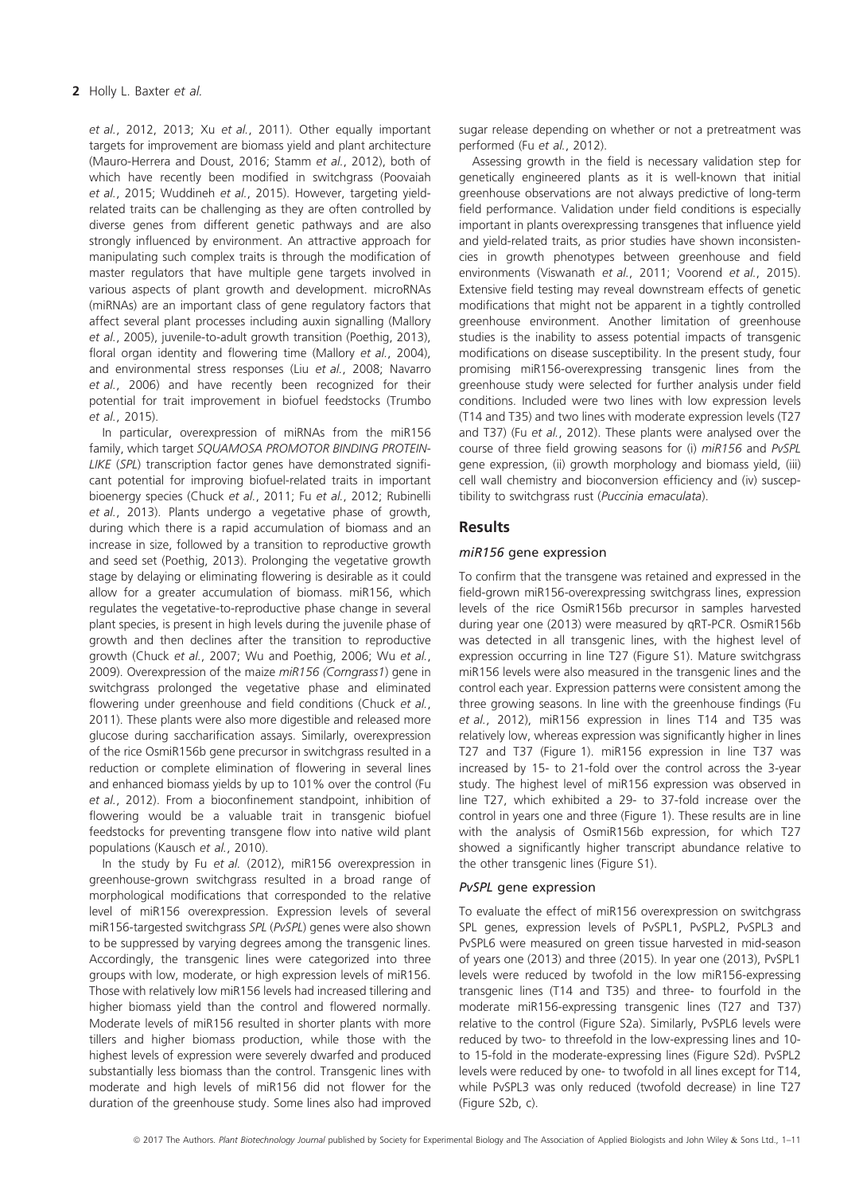et al., 2012, 2013; Xu et al., 2011). Other equally important targets for improvement are biomass yield and plant architecture (Mauro-Herrera and Doust, 2016; Stamm et al., 2012), both of which have recently been modified in switchgrass (Poovaiah et al., 2015; Wuddineh et al., 2015). However, targeting yield-related traits can be challenging as they are often controlled by diverse genes from different genetic pathways and are also strongly influenced by environment. An attractive approach for manipulating such complex traits is through the modification of master regulators that have multiple gene targets involved in various aspects of plant growth and development. microRNAs (miRNAs) are an important class of gene regulatory factors that affect several plant processes including auxin signalling (Mallory et al., 2005), juvenile-to-adult growth transition (Poethig, 2013), floral organ identity and flowering time (Mallory et al., 2004), and environmental stress responses (Liu et al., 2008; Navarro et al., 2006) and have recently been recognized for their potential for trait improvement in biofuel feedstocks (Trumbo et al., 2015).

In particular, overexpression of miRNAs from the miR156 family, which target *SQUAMOSA PROMOTOR BINDING PROTEIN-LIKE* (*SPL*) transcription factor genes have demonstrated significant potential for improving biofuel-related traits in important bioenergy species (Chuck et al., 2011; Fu et al., 2012; Rubinelli et al., 2013). Plants undergo a vegetative phase of growth, during which there is a rapid accumulation of biomass and an increase in size, followed by a transition to reproductive growth and seed set (Poethig, 2013). Prolonging the vegetative growth stage by delaying or eliminating flowering is desirable as it could allow for a greater accumulation of biomass. miR156, which regulates the vegetative-to-reproductive phase change in several plant species, is present in high levels during the juvenile phase of growth and then declines after the transition to reproductive growth (Chuck et al., 2007; Wu and Poethig, 2006; Wu et al., 2009). Overexpression of the maize *miR156 (Corngrass1)* gene in switchgrass prolonged the vegetative phase and eliminated flowering under greenhouse and field conditions (Chuck et al., 2011). These plants were also more digestible and released more glucose during saccharification assays. Similarly, overexpression of the rice OsmiR156b gene precursor in switchgrass resulted in a reduction or complete elimination of flowering in several lines and enhanced biomass yields by up to 101% over the control (Fu et al., 2012). From a bioconfinement standpoint, inhibition of flowering would be a valuable trait in transgenic biofuel feedstocks for preventing transgene flow into native wild plant populations (Kausch et al., 2010).

In the study by Fu et al. (2012), miR156 overexpression in greenhouse-grown switchgrass resulted in a broad range of morphological modifications that corresponded to the relative level of miR156 overexpression. Expression levels of several miR156-targested switchgrass *SPL* (*PvSPL*) genes were also shown to be suppressed by varying degrees among the transgenic lines. Accordingly, the transgenic lines were categorized into three groups with low, moderate, or high expression levels of miR156. Those with relatively low miR156 levels had increased tillering and higher biomass yield than the control and flowered normally. Moderate levels of miR156 resulted in shorter plants with more tillers and higher biomass production, while those with the highest levels of expression were severely dwarfed and produced substantially less biomass than the control. Transgenic lines with moderate and high levels of miR156 did not flower for the duration of the greenhouse study. Some lines also had improved sugar release depending on whether or not a pretreatment was performed (Fu et al., 2012).

Assessing growth in the field is necessary validation step for genetically engineered plants as it is well-known that initial greenhouse observations are not always predictive of long-term field performance. Validation under field conditions is especially important in plants overexpressing transgenes that influence yield and yield-related traits, as prior studies have shown inconsistencies in growth phenotypes between greenhouse and field environments (Viswanath et al., 2011; Voorend et al., 2015). Extensive field testing may reveal downstream effects of genetic modifications that might not be apparent in a tightly controlled greenhouse environment. Another limitation of greenhouse studies is the inability to assess potential impacts of transgenic modifications on disease susceptibility. In the present study, four promising miR156-overexpressing transgenic lines from the greenhouse study were selected for further analysis under field conditions. Included were two lines with low expression levels (T14 and T35) and two lines with moderate expression levels (T27 and T37) (Fu et al., 2012). These plants were analysed over the course of three field growing seasons for (i) *miR156* and *PvSPL* gene expression, (ii) growth morphology and biomass yield, (iii) cell wall chemistry and bioconversion efficiency and (iv) susceptibility to switchgrass rust (*Puccinia emaculata*).

## Results

### *miR156* gene expression

To confirm that the transgene was retained and expressed in the field-grown miR156-overexpressing switchgrass lines, expression levels of the rice OsmiR156b precursor in samples harvested during year one (2013) were measured by qRT-PCR. OsmiR156b was detected in all transgenic lines, with the highest level of expression occurring in line T27 (Figure S1). Mature switchgrass miR156 levels were also measured in the transgenic lines and the control each year. Expression patterns were consistent among the three growing seasons. In line with the greenhouse findings (Fu et al., 2012), miR156 expression in lines T14 and T35 was relatively low, whereas expression was significantly higher in lines T27 and T37 (Figure 1). miR156 expression in line T37 was increased by 15- to 21-fold over the control across the 3-year study. The highest level of miR156 expression was observed in line T27, which exhibited a 29- to 37-fold increase over the control in years one and three (Figure 1). These results are in line with the analysis of OsmiR156b expression, for which T27 showed a significantly higher transcript abundance relative to the other transgenic lines (Figure S1).

### *PvSPL* gene expression

To evaluate the effect of miR156 overexpression on switchgrass SPL genes, expression levels of PvSPL1, PvSPL2, PvSPL3 and PvSPL6 were measured on green tissue harvested in mid-season of years one (2013) and three (2015). In year one (2013), PvSPL1 levels were reduced by twofold in the low miR156-expressing transgenic lines (T14 and T35) and three- to fourfold in the moderate miR156-expressing transgenic lines (T27 and T37) relative to the control (Figure S2a). Similarly, PvSPL6 levels were reduced by two- to threefold in the low-expressing lines and 10- to 15-fold in the moderate-expressing lines (Figure S2d). PvSPL2 levels were reduced by one- to twofold in all lines except for T14, while PvSPL3 was only reduced (twofold decrease) in line T27 (Figure S2b, c).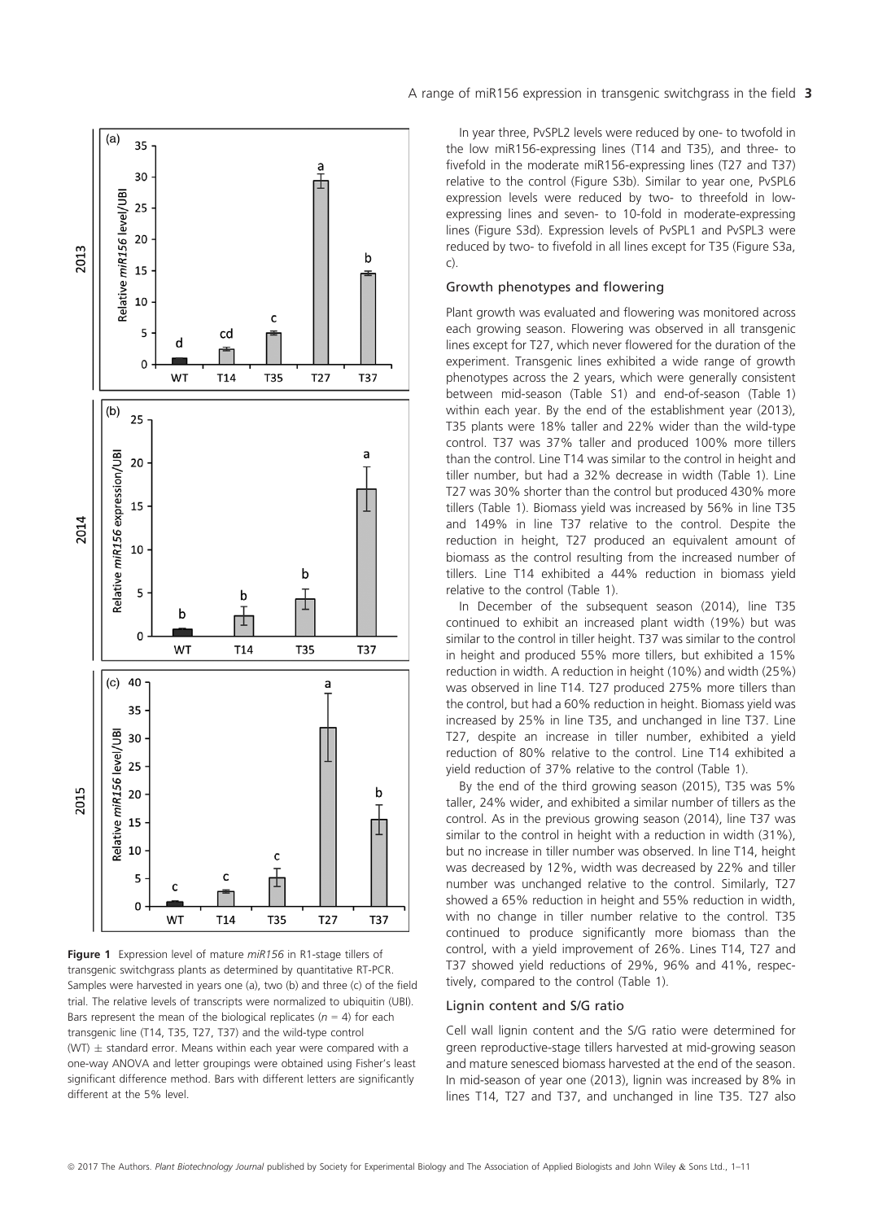Figure 1 Expression level of mature *miR156* in R1-stage tillers of transgenic switchgrass plants as determined by quantitative RT-PCR. Samples were harvested in years one (a), two (b) and three (c) of the field trial. The relative levels of transcripts were normalized to ubiquitin (UBI). Bars represent the mean of the biological replicates ($n = 4$) for each transgenic line (T14, T35, T27, T37) and the wild-type control (WT) ± standard error. Means within each year were compared with a one-way ANOVA and letter groupings were obtained using Fisher's least significant difference method. Bars with different letters are significantly different at the 5% level.

In year three, PvSPL2 levels were reduced by one- to twofold in the low miR156-expressing lines (T14 and T35), and three- to fivefold in the moderate miR156-expressing lines (T27 and T37) relative to the control (Figure S3b). Similar to year one, PvSPL6 expression levels were reduced by two- to threefold in low-expressing lines and seven- to 10-fold in moderate-expressing lines (Figure S3d). Expression levels of PvSPL1 and PvSPL3 were reduced by two- to fivefold in all lines except for T35 (Figure S3a, c).

### Growth phenotypes and flowering

Plant growth was evaluated and flowering was monitored across each growing season. Flowering was observed in all transgenic lines except for T27, which never flowered for the duration of the experiment. Transgenic lines exhibited a wide range of growth phenotypes across the 2 years, which were generally consistent between mid-season (Table S1) and end-of-season (Table 1) within each year. By the end of the establishment year (2013), T35 plants were 18% taller and 22% wider than the wild-type control. T37 was 37% taller and produced 100% more tillers than the control. Line T14 was similar to the control in height and tiller number, but had a 32% decrease in width (Table 1). Line T27 was 30% shorter than the control but produced 430% more tillers (Table 1). Biomass yield was increased by 56% in line T35 and 149% in line T37 relative to the control. Despite the reduction in height, T27 produced an equivalent amount of biomass as the control resulting from the increased number of tillers. Line T14 exhibited a 44% reduction in biomass yield relative to the control (Table 1).

In December of the subsequent season (2014), line T35 continued to exhibit an increased plant width (19%) but was similar to the control in tiller height. T37 was similar to the control in height and produced 55% more tillers, but exhibited a 15% reduction in width. A reduction in height (10%) and width (25%) was observed in line T14. T27 produced 275% more tillers than the control, but had a 60% reduction in height. Biomass yield was increased by 25% in line T35, and unchanged in line T37. Line T27, despite an increase in tiller number, exhibited a yield reduction of 80% relative to the control. Line T14 exhibited a yield reduction of 37% relative to the control (Table 1).

By the end of the third growing season (2015), T35 was 5% taller, 24% wider, and exhibited a similar number of tillers as the control. As in the previous growing season (2014), line T37 was similar to the control in height with a reduction in width (31%), but no increase in tiller number was observed. In line T14, height was decreased by 12%, width was decreased by 22% and tiller number was unchanged relative to the control. Similarly, T27 showed a 65% reduction in height and 55% reduction in width, with no change in tiller number relative to the control. T35 continued to produce significantly more biomass than the control, with a yield improvement of 26%. Lines T14, T27 and T37 showed yield reductions of 29%, 96% and 41%, respectively, compared to the control (Table 1).

### Lignin content and S/G ratio

Cell wall lignin content and the S/G ratio were determined for green reproductive-stage tillers harvested at mid-growing season and mature senesced biomass harvested at the end of the season. In mid-season of year one (2013), lignin was increased by 8% in lines T14, T27 and T37, and unchanged in line T35. T27 also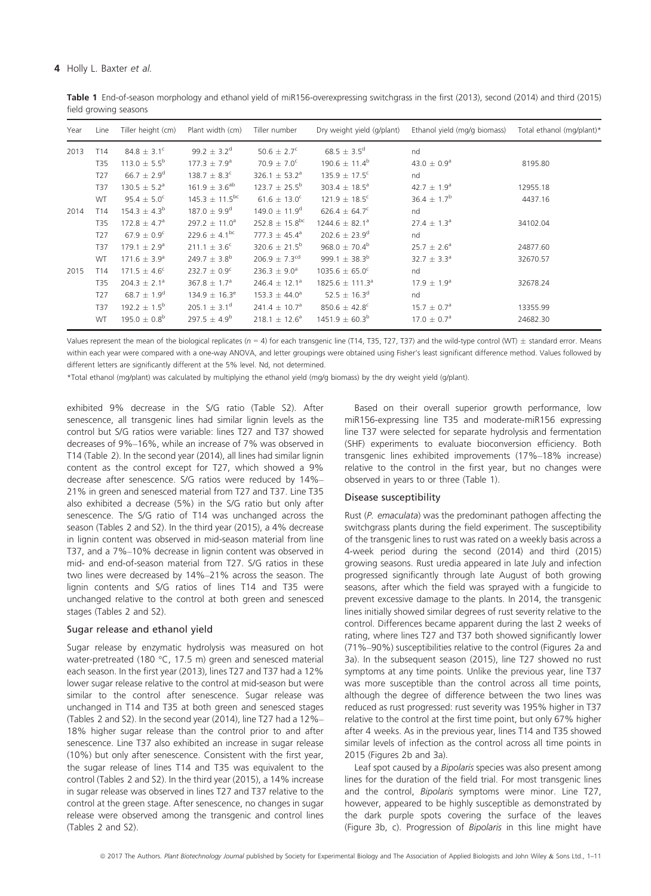**Table 1** End-of-season morphology and ethanol yield of miR156-overexpressing switchgrass in the first (2013), second (2014) and third (2015) field growing seasons

| Year | Line | Tiller height (cm) | Plant width (cm) | Tiller number | Dry weight yield (g/plant) | Ethanol yield (mg/g biomass) | Total ethanol (mg/plant)* |
|---|---|---|---|---|---|---|---|
| 2013 | T14 | 84.8 ± 3.1[c] | 99.2 ± 3.2[d] | 50.6 ± 2.7[c] | 68.5 ± 3.5[d] | nd | |
| | T35 | 113.0 ± 5.5[b] | 177.3 ± 7.9[a] | 70.9 ± 7.0[c] | 190.6 ± 11.4[b] | 43.0 ± 0.9[a] | 8195.80 |
| | T27 | 66.7 ± 2.9[d] | 138.7 ± 8.3[c] | 326.1 ± 53.2[a] | 135.9 ± 17.5[c] | nd | |
| | T37 | 130.5 ± 5.2[a] | 161.9 ± 3.6[ab] | 123.7 ± 25.5[b] | 303.4 ± 18.5[a] | 42.7 ± 1.9[a] | 12955.18 |
| | WT | 95.4 ± 5.0[c] | 145.3 ± 11.5[bc] | 61.6 ± 13.0[c] | 121.9 ± 18.5[c] | 36.4 ± 1.7[b] | 4437.16 |
| 2014 | T14 | 154.3 ± 4.3[b] | 187.0 ± 9.9[d] | 149.0 ± 11.9[d] | 626.4 ± 64.7[c] | nd | |
| | T35 | 172.8 ± 4.7[a] | 297.2 ± 11.0[a] | 252.8 ± 15.8[bc] | 1244.6 ± 82.1[a] | 27.4 ± 1.3[a] | 34102.04 |
| | T27 | 67.9 ± 0.9[c] | 229.6 ± 4.1[bc] | 777.3 ± 45.4[a] | 202.6 ± 23.9[d] | nd | |
| | T37 | 179.1 ± 2.9[a] | 211.1 ± 3.6[c] | 320.6 ± 21.5[b] | 968.0 ± 70.4[b] | 25.7 ± 2.6[a] | 24877.60 |
| | WT | 171.6 ± 3.9[a] | 249.7 ± 3.8[b] | 206.9 ± 7.3[cd] | 999.1 ± 38.3[b] | 32.7 ± 3.3[a] | 32670.57 |
| 2015 | T14 | 171.5 ± 4.6[c] | 232.7 ± 0.9[c] | 236.3 ± 9.0[a] | 1035.6 ± 65.0[c] | nd | |
| | T35 | 204.3 ± 2.1[a] | 367.8 ± 1.7[a] | 246.4 ± 12.1[a] | 1825.6 ± 111.3[a] | 17.9 ± 1.9[a] | 32678.24 |
| | T27 | 68.7 ± 1.9[d] | 134.9 ± 16.3[e] | 153.3 ± 44.0[a] | 52.5 ± 16.3[d] | nd | |
| | T37 | 192.2 ± 1.5[b] | 205.1 ± 3.1[d] | 241.4 ± 10.7[a] | 850.6 ± 42.8[c] | 15.7 ± 0.7[a] | 13355.99 |
| | WT | 195.0 ± 0.8[b] | 297.5 ± 4.9[b] | 218.1 ± 12.6[a] | 1451.9 ± 60.3[b] | 17.0 ± 0.7[a] | 24682.30 |

Values represent the mean of the biological replicates ($n = 4$) for each transgenic line (T14, T35, T27, T37) and the wild-type control (WT) ± standard error. Means within each year were compared with a one-way ANOVA, and letter groupings were obtained using Fisher's least significant difference method. Values followed by different letters are significantly different at the 5% level. Nd, not determined.

*Total ethanol (mg/plant) was calculated by multiplying the ethanol yield (mg/g biomass) by the dry weight yield (g/plant).

exhibited 9% decrease in the S/G ratio (Table S2). After senescence, all transgenic lines had similar lignin levels as the control but S/G ratios were variable: lines T27 and T37 showed decreases of 9%–16%, while an increase of 7% was observed in T14 (Table 2). In the second year (2014), all lines had similar lignin content as the control except for T27, which showed a 9% decrease after senescence. S/G ratios were reduced by 14%–21% in green and senesced material from T27 and T37. Line T35 also exhibited a decrease (5%) in the S/G ratio but only after senescence. The S/G ratio of T14 was unchanged across the season (Tables 2 and S2). In the third year (2015), a 4% decrease in lignin content was observed in mid-season material from line T37, and a 7%–10% decrease in lignin content was observed in mid- and end-of-season material from T27. S/G ratios in these two lines were decreased by 14%–21% across the season. The lignin contents and S/G ratios of lines T14 and T35 were unchanged relative to the control at both green and senesced stages (Tables 2 and S2).

### Sugar release and ethanol yield

Sugar release by enzymatic hydrolysis was measured on hot water-pretreated (180 °C, 17.5 m) green and senesced material each season. In the first year (2013), lines T27 and T37 had a 12% lower sugar release relative to the control at mid-season but were similar to the control after senescence. Sugar release was unchanged in T14 and T35 at both green and senesced stages (Tables 2 and S2). In the second year (2014), line T27 had a 12%–18% higher sugar release than the control prior to and after senescence. Line T37 also exhibited an increase in sugar release (10%) but only after senescence. Consistent with the first year, the sugar release of lines T14 and T35 was equivalent to the control (Tables 2 and S2). In the third year (2015), a 14% increase in sugar release was observed in lines T27 and T37 relative to the control at the green stage. After senescence, no changes in sugar release were observed among the transgenic and control lines (Tables 2 and S2).

Based on their overall superior growth performance, low miR156-expressing line T35 and moderate-miR156 expressing line T37 were selected for separate hydrolysis and fermentation (SHF) experiments to evaluate bioconversion efficiency. Both transgenic lines exhibited improvements (17%–18% increase) relative to the control in the first year, but no changes were observed in years to or three (Table 1).

### Disease susceptibility

Rust (*P. emaculata*) was the predominant pathogen affecting the switchgrass plants during the field experiment. The susceptibility of the transgenic lines to rust was rated on a weekly basis across a 4-week period during the second (2014) and third (2015) growing seasons. Rust uredia appeared in late July and infection progressed significantly through late August of both growing seasons, after which the field was sprayed with a fungicide to prevent excessive damage to the plants. In 2014, the transgenic lines initially showed similar degrees of rust severity relative to the control. Differences became apparent during the last 2 weeks of rating, where lines T27 and T37 both showed significantly lower (71%–90%) susceptibilities relative to the control (Figures 2a and 3a). In the subsequent season (2015), line T27 showed no rust symptoms at any time points. Unlike the previous year, line T37 was more susceptible than the control across all time points, although the degree of difference between the two lines was reduced as rust progressed: rust severity was 195% higher in T37 relative to the control at the first time point, but only 67% higher after 4 weeks. As in the previous year, lines T14 and T35 showed similar levels of infection as the control across all time points in 2015 (Figures 2b and 3a).

Leaf spot caused by a *Bipolaris* species was also present among lines for the duration of the field trial. For most transgenic lines and the control, *Bipolaris* symptoms were minor. Line T27, however, appeared to be highly susceptible as demonstrated by the dark purple spots covering the surface of the leaves (Figure 3b, c). Progression of *Bipolaris* in this line might have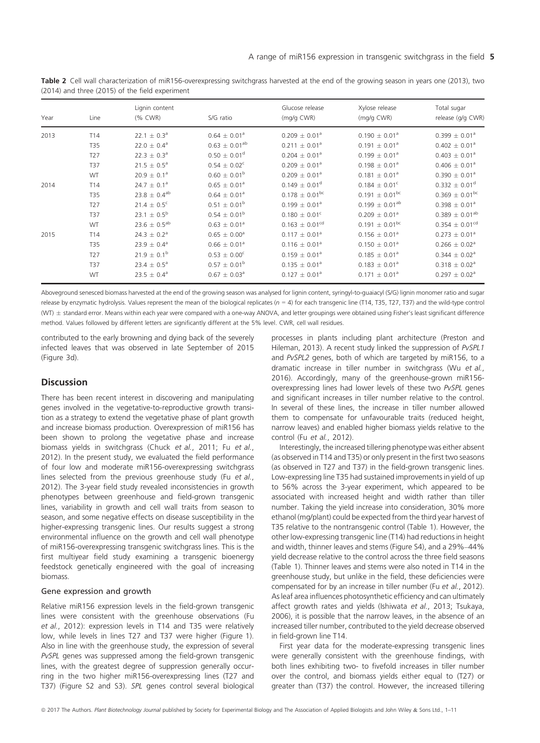**Table 2** Cell wall characterization of miR156-overexpressing switchgrass harvested at the end of the growing season in years one (2013), two (2014) and three (2015) of the field experiment

| Year | Line | Lignin content (% CWR) | S/G ratio | Glucose release (mg/g CWR) | Xylose release (mg/g CWR) | Total sugar release (g/g CWR) |
|---|---|---|---|---|---|---|
| 2013 | T14 | $22.1 \pm 0.3^{a}$ | $0.64 \pm 0.01^{a}$ | $0.209 \pm 0.01^{a}$ | $0.190 \pm 0.01^{a}$ | $0.399 \pm 0.01^{a}$ |
| | T35 | $22.0 \pm 0.4^{a}$ | $0.63 \pm 0.01^{ab}$ | $0.211 \pm 0.01^{a}$ | $0.191 \pm 0.01^{a}$ | $0.402 \pm 0.01^{a}$ |
| | T27 | $22.3 \pm 0.3^{a}$ | $0.50 \pm 0.01^{d}$ | $0.204 \pm 0.01^{a}$ | $0.199 \pm 0.01^{a}$ | $0.403 \pm 0.01^{a}$ |
| | T37 | $21.5 \pm 0.5^{a}$ | $0.54 \pm 0.02^{c}$ | $0.209 \pm 0.01^{a}$ | $0.198 \pm 0.01^{a}$ | $0.406 \pm 0.01^{a}$ |
| | WT | $20.9 \pm 0.1^{a}$ | $0.60 \pm 0.01^{b}$ | $0.209 \pm 0.01^{a}$ | $0.181 \pm 0.01^{a}$ | $0.390 \pm 0.01^{a}$ |
| 2014 | T14 | $24.7 \pm 0.1^{a}$ | $0.65 \pm 0.01^{a}$ | $0.149 \pm 0.01^{d}$ | $0.184 \pm 0.01^{c}$ | $0.332 \pm 0.01^{d}$ |
| | T35 | $23.8 \pm 0.4^{ab}$ | $0.64 \pm 0.01^{a}$ | $0.178 \pm 0.01^{bc}$ | $0.191 \pm 0.01^{bc}$ | $0.369 \pm 0.01^{bc}$ |
| | T27 | $21.4 \pm 0.5^{c}$ | $0.51 \pm 0.01^{b}$ | $0.199 \pm 0.01^{a}$ | $0.199 \pm 0.01^{ab}$ | $0.398 \pm 0.01^{a}$ |
| | T37 | $23.1 \pm 0.5^{b}$ | $0.54 \pm 0.01^{b}$ | $0.180 \pm 0.01^{c}$ | $0.209 \pm 0.01^{a}$ | $0.389 \pm 0.01^{ab}$ |
| | WT | $23.6 \pm 0.5^{ab}$ | $0.63 \pm 0.01^{a}$ | $0.163 \pm 0.01^{cd}$ | $0.191 \pm 0.01^{bc}$ | $0.354 \pm 0.01^{cd}$ |
| 2015 | T14 | $24.3 \pm 0.2^{a}$ | $0.65 \pm 0.00^{a}$ | $0.117 \pm 0.01^{a}$ | $0.156 \pm 0.01^{a}$ | $0.273 \pm 0.01^{a}$ |
| | T35 | $23.9 \pm 0.4^{a}$ | $0.66 \pm 0.01^{a}$ | $0.116 \pm 0.01^{a}$ | $0.150 \pm 0.01^{a}$ | $0.266 \pm 0.02^{a}$ |
| | T27 | $21.9 \pm 0.1^{b}$ | $0.53 \pm 0.00^{c}$ | $0.159 \pm 0.01^{a}$ | $0.185 \pm 0.01^{a}$ | $0.344 \pm 0.02^{a}$ |
| | T37 | $23.4 \pm 0.5^{a}$ | $0.57 \pm 0.01^{b}$ | $0.135 \pm 0.01^{a}$ | $0.183 \pm 0.01^{a}$ | $0.318 \pm 0.02^{a}$ |
| | WT | $23.5 \pm 0.4^{a}$ | $0.67 \pm 0.03^{a}$ | $0.127 \pm 0.01^{a}$ | $0.171 \pm 0.01^{a}$ | $0.297 \pm 0.02^{a}$ |

Aboveground senesced biomass harvested at the end of the growing season was analysed for lignin content, syringyl-to-guaiacyl (S/G) lignin monomer ratio and sugar release by enzymatic hydrolysis. Values represent the mean of the biological replicates ($n = 4$) for each transgenic line (T14, T35, T27, T37) and the wild-type control (WT) ± standard error. Means within each year were compared with a one-way ANOVA, and letter groupings were obtained using Fisher's least significant difference method. Values followed by different letters are significantly different at the 5% level. CWR, cell wall residues.

contributed to the early browning and dying back of the severely infected leaves that was observed in late September of 2015 (Figure 3d).

## Discussion

There has been recent interest in discovering and manipulating genes involved in the vegetative-to-reproductive growth transition as a strategy to extend the vegetative phase of plant growth and increase biomass production. Overexpression of miR156 has been shown to prolong the vegetative phase and increase biomass yields in switchgrass (Chuck *et al.*, 2011; Fu *et al.*, 2012). In the present study, we evaluated the field performance of four low and moderate miR156-overexpressing switchgrass lines selected from the previous greenhouse study (Fu *et al.*, 2012). The 3-year field study revealed inconsistencies in growth phenotypes between greenhouse and field-grown transgenic lines, variability in growth and cell wall traits from season to season, and some negative effects on disease susceptibility in the higher-expressing transgenic lines. Our results suggest a strong environmental influence on the growth and cell wall phenotype of miR156-overexpressing transgenic switchgrass lines. This is the first multiyear field study examining a transgenic bioenergy feedstock genetically engineered with the goal of increasing biomass.

### Gene expression and growth

Relative miR156 expression levels in the field-grown transgenic lines were consistent with the greenhouse observations (Fu *et al.*, 2012): expression levels in T14 and T35 were relatively low, while levels in lines T27 and T37 were higher (Figure 1). Also in line with the greenhouse study, the expression of several *PvSPL* genes was suppressed among the field-grown transgenic lines, with the greatest degree of suppression generally occurring in the two higher miR156-overexpressing lines (T27 and T37) (Figure S2 and S3). *SPL* genes control several biological processes in plants including plant architecture (Preston and Hileman, 2013). A recent study linked the suppression of *PvSPL1* and *PvSPL2* genes, both of which are targeted by miR156, to a dramatic increase in tiller number in switchgrass (Wu *et al.*, 2016). Accordingly, many of the greenhouse-grown miR156-overexpressing lines had lower levels of these two *PvSPL* genes and significant increases in tiller number relative to the control. In several of these lines, the increase in tiller number allowed them to compensate for unfavourable traits (reduced height, narrow leaves) and enabled higher biomass yields relative to the control (Fu *et al.*, 2012).

Interestingly, the increased tillering phenotype was either absent (as observed in T14 and T35) or only present in the first two seasons (as observed in T27 and T37) in the field-grown transgenic lines. Low-expressing line T35 had sustained improvements in yield of up to 56% across the 3-year experiment, which appeared to be associated with increased height and width rather than tiller number. Taking the yield increase into consideration, 30% more ethanol (mg/plant) could be expected from the third year harvest of T35 relative to the nontransgenic control (Table 1). However, the other low-expressing transgenic line (T14) had reductions in height and width, thinner leaves and stems (Figure S4), and a 29%–44% yield decrease relative to the control across the three field seasons (Table 1). Thinner leaves and stems were also noted in T14 in the greenhouse study, but unlike in the field, these deficiencies were compensated for by an increase in tiller number (Fu *et al.*, 2012). As leaf area influences photosynthetic efficiency and can ultimately affect growth rates and yields (Ishiwata *et al.*, 2013; Tsukaya, 2006), it is possible that the narrow leaves, in the absence of an increased tiller number, contributed to the yield decrease observed in field-grown line T14.

First year data for the moderate-expressing transgenic lines were generally consistent with the greenhouse findings, with both lines exhibiting two- to fivefold increases in tiller number over the control, and biomass yields either equal to (T27) or greater than (T37) the control. However, the increased tillering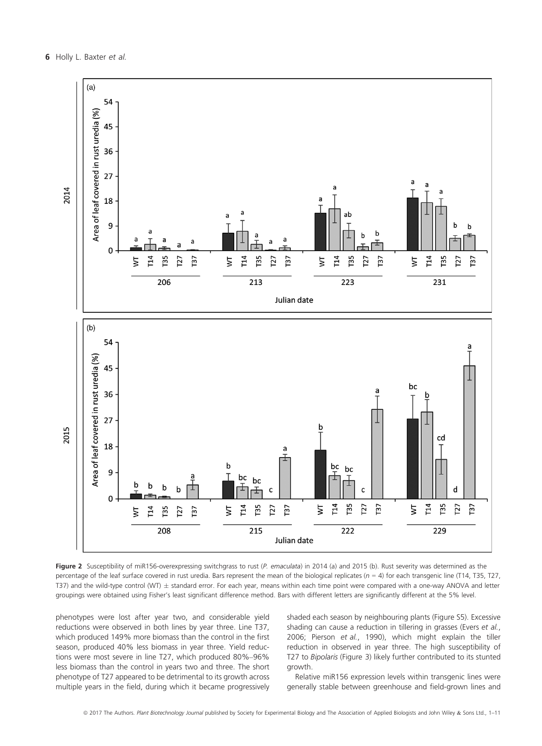Figure 2 Susceptibility of miR156-overexpressing switchgrass to rust (*P. emaculata*) in 2014 (a) and 2015 (b). Rust severity was determined as the percentage of the leaf surface covered in rust uredia. Bars represent the mean of the biological replicates ($n$ = 4) for each transgenic line (T14, T35, T27, T37) and the wild-type control (WT) ± standard error. For each year, means within each time point were compared with a one-way ANOVA and letter groupings were obtained using Fisher's least significant difference method. Bars with different letters are significantly different at the 5% level.

phenotypes were lost after year two, and considerable yield reductions were observed in both lines by year three. Line T37, which produced 149% more biomass than the control in the first season, produced 40% less biomass in year three. Yield reductions were most severe in line T27, which produced 80%–96% less biomass than the control in years two and three. The short phenotype of T27 appeared to be detrimental to its growth across multiple years in the field, during which it became progressively shaded each season by neighbouring plants (Figure S5). Excessive shading can cause a reduction in tillering in grasses (Evers *et al.*, 2006; Pierson *et al.*, 1990), which might explain the tiller reduction in observed in year three. The high susceptibility of T27 to *Bipolaris* (Figure 3) likely further contributed to its stunted growth.

Relative miR156 expression levels within transgenic lines were generally stable between greenhouse and field-grown lines and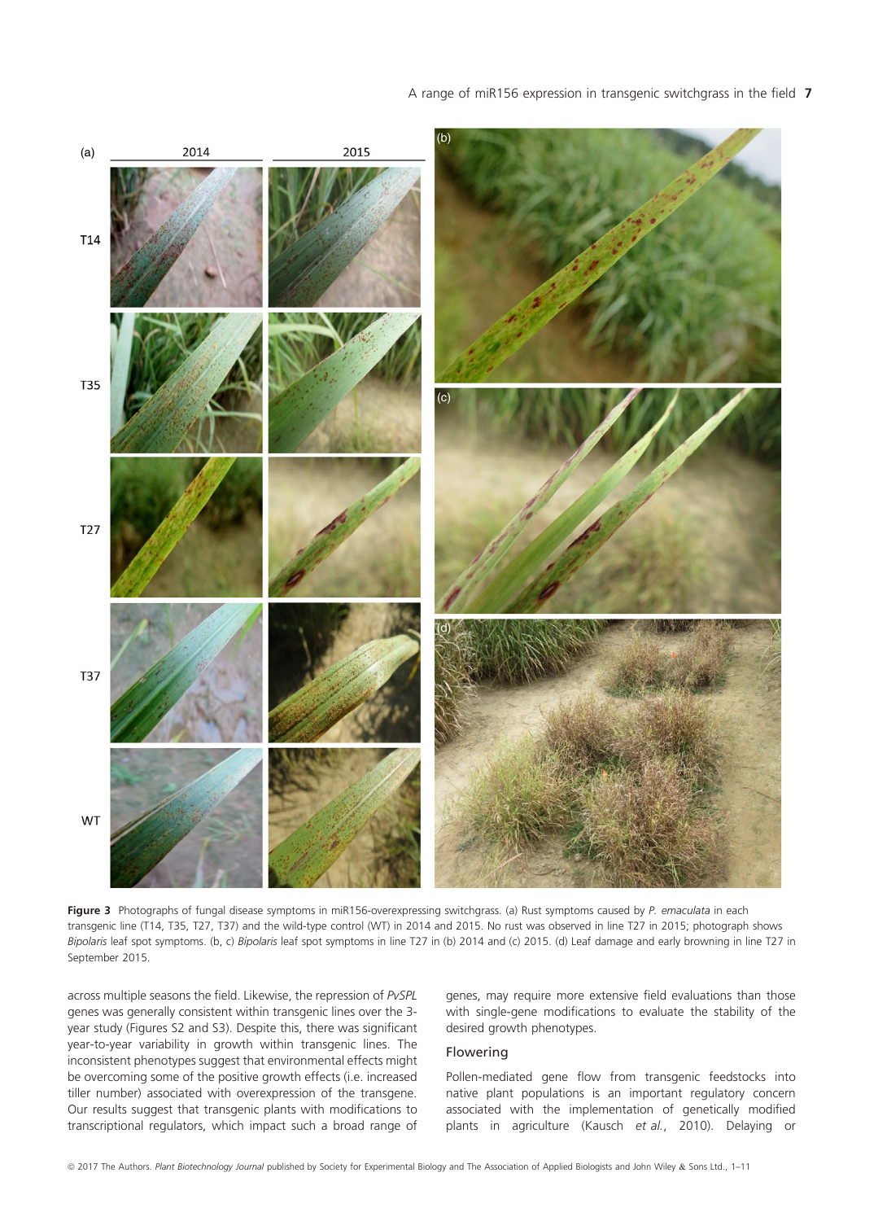**Figure 3** Photographs of fungal disease symptoms in miR156-overexpressing switchgrass. (a) Rust symptoms caused by *P. emaculata* in each transgenic line (T14, T35, T27, T37) and the wild-type control (WT) in 2014 and 2015. No rust was observed in line T27 in 2015; photograph shows *Bipolaris* leaf spot symptoms. (b, c) *Bipolaris* leaf spot symptoms in line T27 in (b) 2014 and (c) 2015. (d) Leaf damage and early browning in line T27 in September 2015.

across multiple seasons the field. Likewise, the repression of *PvSPL* genes was generally consistent within transgenic lines over the 3-year study (Figures S2 and S3). Despite this, there was significant year-to-year variability in growth within transgenic lines. The inconsistent phenotypes suggest that environmental effects might be overcoming some of the positive growth effects (i.e. increased tiller number) associated with overexpression of the transgene. Our results suggest that transgenic plants with modifications to transcriptional regulators, which impact such a broad range of genes, may require more extensive field evaluations than those with single-gene modifications to evaluate the stability of the desired growth phenotypes.

### Flowering

Pollen-mediated gene flow from transgenic feedstocks into native plant populations is an important regulatory concern associated with the implementation of genetically modified plants in agriculture (Kausch *et al.*, 2010). Delaying or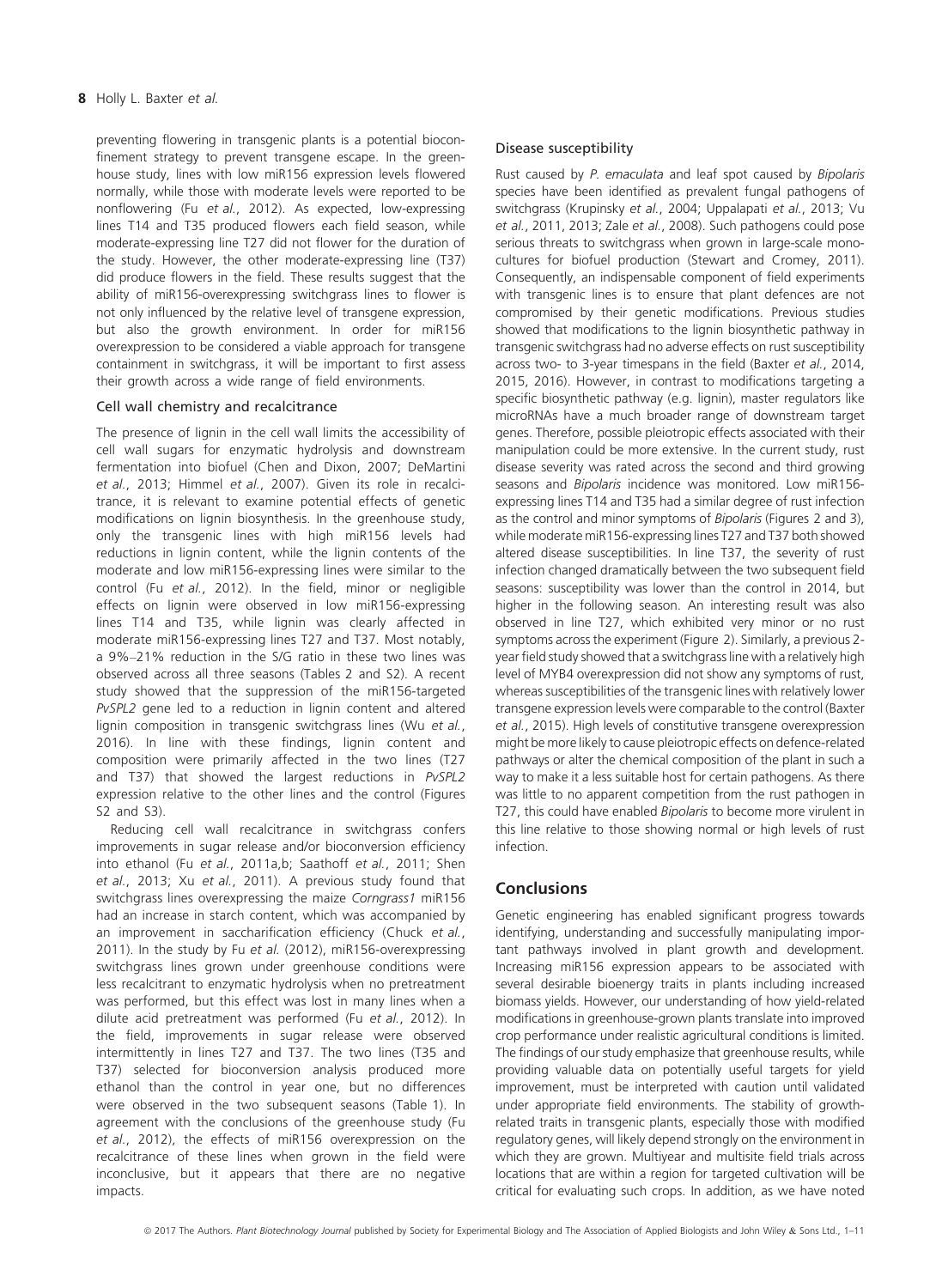preventing flowering in transgenic plants is a potential bioconfinement strategy to prevent transgene escape. In the greenhouse study, lines with low miR156 expression levels flowered normally, while those with moderate levels were reported to be nonflowering (Fu *et al.*, 2012). As expected, low-expressing lines T14 and T35 produced flowers each field season, while moderate-expressing line T27 did not flower for the duration of the study. However, the other moderate-expressing line (T37) did produce flowers in the field. These results suggest that the ability of miR156-overexpressing switchgrass lines to flower is not only influenced by the relative level of transgene expression, but also the growth environment. In order for miR156 overexpression to be considered a viable approach for transgene containment in switchgrass, it will be important to first assess their growth across a wide range of field environments.

### Cell wall chemistry and recalcitrance

The presence of lignin in the cell wall limits the accessibility of cell wall sugars for enzymatic hydrolysis and downstream fermentation into biofuel (Chen and Dixon, 2007; DeMartini *et al.*, 2013; Himmel *et al.*, 2007). Given its role in recalcitrance, it is relevant to examine potential effects of genetic modifications on lignin biosynthesis. In the greenhouse study, only the transgenic lines with high miR156 levels had reductions in lignin content, while the lignin contents of the moderate and low miR156-expressing lines were similar to the control (Fu *et al.*, 2012). In the field, minor or negligible effects on lignin were observed in low miR156-expressing lines T14 and T35, while lignin was clearly affected in moderate miR156-expressing lines T27 and T37. Most notably, a 9%–21% reduction in the S/G ratio in these two lines was observed across all three seasons (Tables 2 and S2). A recent study showed that the suppression of the miR156-targeted *PvSPL2* gene led to a reduction in lignin content and altered lignin composition in transgenic switchgrass lines (Wu *et al.*, 2016). In line with these findings, lignin content and composition were primarily affected in the two lines (T27 and T37) that showed the largest reductions in *PvSPL2* expression relative to the other lines and the control (Figures S2 and S3).

Reducing cell wall recalcitrance in switchgrass confers improvements in sugar release and/or bioconversion efficiency into ethanol (Fu *et al.*, 2011a,b; Saathoff *et al.*, 2011; Shen *et al.*, 2013; Xu *et al.*, 2011). A previous study found that switchgrass lines overexpressing the maize *Corngrass1* miR156 had an increase in starch content, which was accompanied by an improvement in saccharification efficiency (Chuck *et al.*, 2011). In the study by Fu *et al.* (2012), miR156-overexpressing switchgrass lines grown under greenhouse conditions were less recalcitrant to enzymatic hydrolysis when no pretreatment was performed, but this effect was lost in many lines when a dilute acid pretreatment was performed (Fu *et al.*, 2012). In the field, improvements in sugar release were observed intermittently in lines T27 and T37. The two lines (T35 and T37) selected for bioconversion analysis produced more ethanol than the control in year one, but no differences were observed in the two subsequent seasons (Table 1). In agreement with the conclusions of the greenhouse study (Fu *et al.*, 2012), the effects of miR156 overexpression on the recalcitrance of these lines when grown in the field were inconclusive, but it appears that there are no negative impacts.

### Disease susceptibility

Rust caused by *P. emaculata* and leaf spot caused by *Bipolaris* species have been identified as prevalent fungal pathogens of switchgrass (Krupinsky *et al.*, 2004; Uppalapati *et al.*, 2013; Vu *et al.*, 2011, 2013; Zale *et al.*, 2008). Such pathogens could pose serious threats to switchgrass when grown in large-scale monocultures for biofuel production (Stewart and Cromey, 2011). Consequently, an indispensable component of field experiments with transgenic lines is to ensure that plant defences are not compromised by their genetic modifications. Previous studies showed that modifications to the lignin biosynthetic pathway in transgenic switchgrass had no adverse effects on rust susceptibility across two- to 3-year timespans in the field (Baxter *et al.*, 2014, 2015, 2016). However, in contrast to modifications targeting a specific biosynthetic pathway (e.g. lignin), master regulators like microRNAs have a much broader range of downstream target genes. Therefore, possible pleiotropic effects associated with their manipulation could be more extensive. In the current study, rust disease severity was rated across the second and third growing seasons and *Bipolaris* incidence was monitored. Low miR156-expressing lines T14 and T35 had a similar degree of rust infection as the control and minor symptoms of *Bipolaris* (Figures 2 and 3), while moderate miR156-expressing lines T27 and T37 both showed altered disease susceptibilities. In line T37, the severity of rust infection changed dramatically between the two subsequent field seasons: susceptibility was lower than the control in 2014, but higher in the following season. An interesting result was also observed in line T27, which exhibited very minor or no rust symptoms across the experiment (Figure 2). Similarly, a previous 2-year field study showed that a switchgrass line with a relatively high level of MYB4 overexpression did not show any symptoms of rust, whereas susceptibilities of the transgenic lines with relatively lower transgene expression levels were comparable to the control (Baxter *et al.*, 2015). High levels of constitutive transgene overexpression might be more likely to cause pleiotropic effects on defence-related pathways or alter the chemical composition of the plant in such a way to make it a less suitable host for certain pathogens. As there was little to no apparent competition from the rust pathogen in T27, this could have enabled *Bipolaris* to become more virulent in this line relative to those showing normal or high levels of rust infection.

## Conclusions

Genetic engineering has enabled significant progress towards identifying, understanding and successfully manipulating important pathways involved in plant growth and development. Increasing miR156 expression appears to be associated with several desirable bioenergy traits in plants including increased biomass yields. However, our understanding of how yield-related modifications in greenhouse-grown plants translate into improved crop performance under realistic agricultural conditions is limited. The findings of our study emphasize that greenhouse results, while providing valuable data on potentially useful targets for yield improvement, must be interpreted with caution until validated under appropriate field environments. The stability of growth-related traits in transgenic plants, especially those with modified regulatory genes, will likely depend strongly on the environment in which they are grown. Multiyear and multisite field trials across locations that are within a region for targeted cultivation will be critical for evaluating such crops. In addition, as we have noted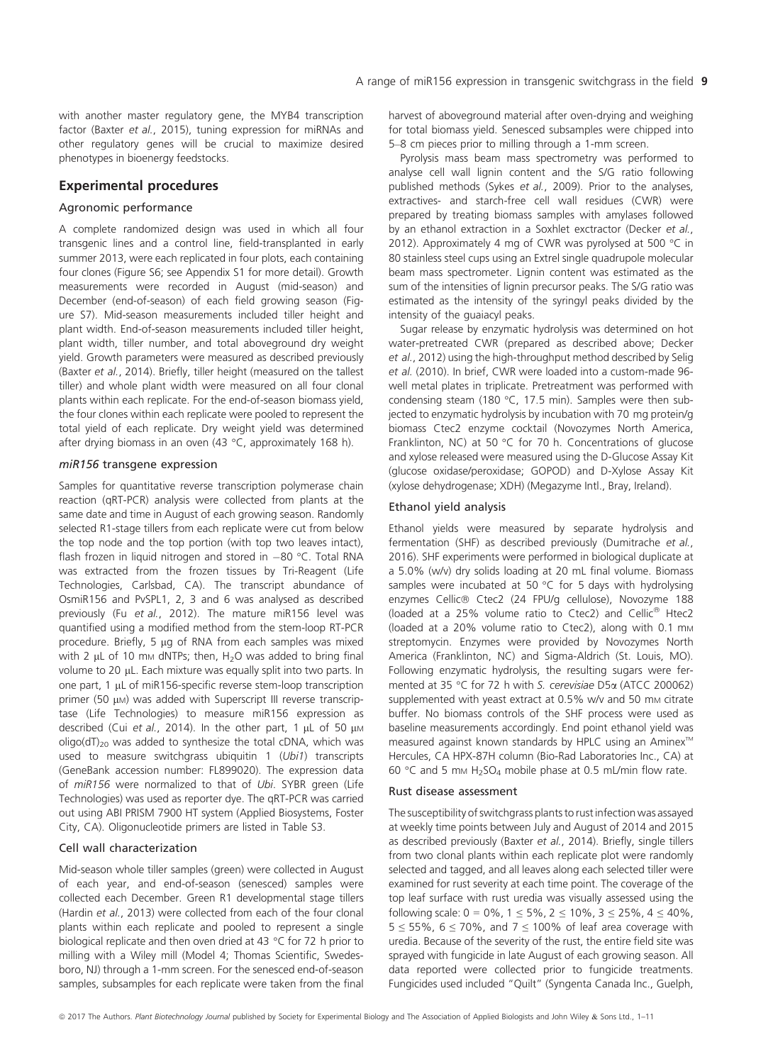with another master regulatory gene, the MYB4 transcription factor (Baxter *et al.*, 2015), tuning expression for miRNAs and other regulatory genes will be crucial to maximize desired phenotypes in bioenergy feedstocks.

## Experimental procedures

### Agronomic performance

A complete randomized design was used in which all four transgenic lines and a control line, field-transplanted in early summer 2013, were each replicated in four plots, each containing four clones (Figure S6; see Appendix S1 for more detail). Growth measurements were recorded in August (mid-season) and December (end-of-season) of each field growing season (Figure S7). Mid-season measurements included tiller height and plant width. End-of-season measurements included tiller height, plant width, tiller number, and total aboveground dry weight yield. Growth parameters were measured as described previously (Baxter *et al.*, 2014). Briefly, tiller height (measured on the tallest tiller) and whole plant width were measured on all four clonal plants within each replicate. For the end-of-season biomass yield, the four clones within each replicate were pooled to represent the total yield of each replicate. Dry weight yield was determined after drying biomass in an oven (43 °C, approximately 168 h).

### *miR156* transgene expression

Samples for quantitative reverse transcription polymerase chain reaction (qRT-PCR) analysis were collected from plants at the same date and time in August of each growing season. Randomly selected R1-stage tillers from each replicate were cut from below the top node and the top portion (with top two leaves intact), flash frozen in liquid nitrogen and stored in −80 °C. Total RNA was extracted from the frozen tissues by Tri-Reagent (Life Technologies, Carlsbad, CA). The transcript abundance of OsmiR156 and PvSPL1, 2, 3 and 6 was analysed as described previously (Fu *et al.*, 2012). The mature miR156 level was quantified using a modified method from the stem-loop RT-PCR procedure. Briefly, 5 μg of RNA from each samples was mixed with 2 μL of 10 mM dNTPs; then, $H_2O$ was added to bring final volume to 20 μL. Each mixture was equally split into two parts. In one part, 1 μL of miR156-specific reverse stem-loop transcription primer (50 μM) was added with Superscript III reverse transcriptase (Life Technologies) to measure miR156 expression as described (Cui *et al.*, 2014). In the other part, 1 μL of 50 μM oligo$(dT)_{20}$ was added to synthesize the total cDNA, which was used to measure switchgrass ubiquitin 1 (*Ubi1*) transcripts (GeneBank accession number: FL899020). The expression data of *miR156* were normalized to that of *Ubi*. SYBR green (Life Technologies) was used as reporter dye. The qRT-PCR was carried out using ABI PRISM 7900 HT system (Applied Biosystems, Foster City, CA). Oligonucleotide primers are listed in Table S3.

### Cell wall characterization

Mid-season whole tiller samples (green) were collected in August of each year, and end-of-season (senesced) samples were collected each December. Green R1 developmental stage tillers (Hardin *et al.*, 2013) were collected from each of the four clonal plants within each replicate and pooled to represent a single biological replicate and then oven dried at 43 °C for 72 h prior to milling with a Wiley mill (Model 4; Thomas Scientific, Swedesboro, NJ) through a 1-mm screen. For the senesced end-of-season samples, subsamples for each replicate were taken from the final harvest of aboveground material after oven-drying and weighing for total biomass yield. Senesced subsamples were chipped into 5–8 cm pieces prior to milling through a 1-mm screen.

Pyrolysis mass beam mass spectrometry was performed to analyse cell wall lignin content and the S/G ratio following published methods (Sykes *et al.*, 2009). Prior to the analyses, extractives- and starch-free cell wall residues (CWR) were prepared by treating biomass samples with amylases followed by an ethanol extraction in a Soxhlet exctractor (Decker *et al.*, 2012). Approximately 4 mg of CWR was pyrolysed at 500 °C in 80 stainless steel cups using an Extrel single quadrupole molecular beam mass spectrometer. Lignin content was estimated as the sum of the intensities of lignin precursor peaks. The S/G ratio was estimated as the intensity of the syringyl peaks divided by the intensity of the guaiacyl peaks.

Sugar release by enzymatic hydrolysis was determined on hot water-pretreated CWR (prepared as described above; Decker *et al.*, 2012) using the high-throughput method described by Selig *et al.* (2010). In brief, CWR were loaded into a custom-made 96-well metal plates in triplicate. Pretreatment was performed with condensing steam (180 °C, 17.5 min). Samples were then subjected to enzymatic hydrolysis by incubation with 70 mg protein/g biomass Ctec2 enzyme cocktail (Novozymes North America, Franklinton, NC) at 50 °C for 70 h. Concentrations of glucose and xylose released were measured using the D-Glucose Assay Kit (glucose oxidase/peroxidase; GOPOD) and D-Xylose Assay Kit (xylose dehydrogenase; XDH) (Megazyme Intl., Bray, Ireland).

### Ethanol yield analysis

Ethanol yields were measured by separate hydrolysis and fermentation (SHF) as described previously (Dumitrache *et al.*, 2016). SHF experiments were performed in biological duplicate at a 5.0% (w/v) dry solids loading at 20 mL final volume. Biomass samples were incubated at 50 °C for 5 days with hydrolysing enzymes Cellic® Ctec2 (24 FPU/g cellulose), Novozyme 188 (loaded at a 25% volume ratio to Ctec2) and Cellic® Htec2 (loaded at a 20% volume ratio to Ctec2), along with 0.1 mM streptomycin. Enzymes were provided by Novozymes North America (Franklinton, NC) and Sigma-Aldrich (St. Louis, MO). Following enzymatic hydrolysis, the resulting sugars were fermented at 35 °C for 72 h with *S. cerevisiae* D5α (ATCC 200062) supplemented with yeast extract at 0.5% w/v and 50 mM citrate buffer. No biomass controls of the SHF process were used as baseline measurements accordingly. End point ethanol yield was measured against known standards by HPLC using an Aminex™ Hercules, CA HPX-87H column (Bio-Rad Laboratories Inc., CA) at 60 °C and 5 mM $H_2SO_4$ mobile phase at 0.5 mL/min flow rate.

### Rust disease assessment

The susceptibility of switchgrass plants to rust infection was assayed at weekly time points between July and August of 2014 and 2015 as described previously (Baxter *et al.*, 2014). Briefly, single tillers from two clonal plants within each replicate plot were randomly selected and tagged, and all leaves along each selected tiller were examined for rust severity at each time point. The coverage of the top leaf surface with rust uredia was visually assessed using the following scale: 0 = 0%, 1 ≤ 5%, 2 ≤ 10%, 3 ≤ 25%, 4 ≤ 40%, 5 ≤ 55%, 6 ≤ 70%, and 7 ≤ 100% of leaf area coverage with uredia. Because of the severity of the rust, the entire field site was sprayed with fungicide in late August of each growing season. All data reported were collected prior to fungicide treatments. Fungicides used included "Quilt" (Syngenta Canada Inc., Guelph,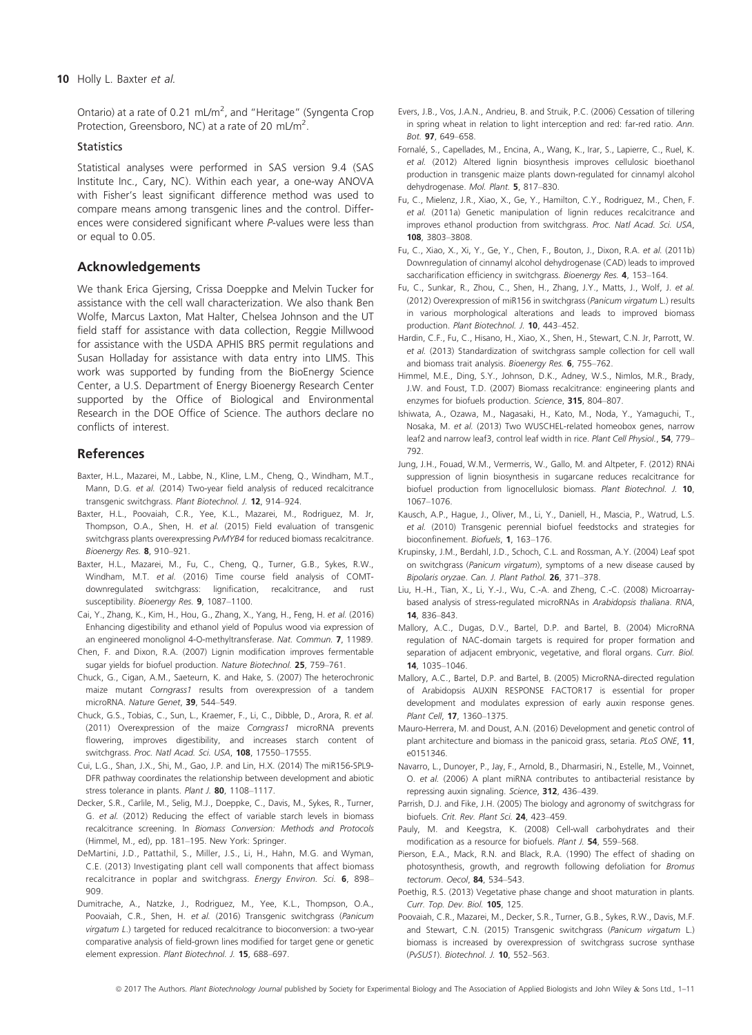Ontario) at a rate of 0.21 mL/$m^2$, and "Heritage" (Syngenta Crop Protection, Greensboro, NC) at a rate of 20 mL/$m^2$.

### Statistics

Statistical analyses were performed in SAS version 9.4 (SAS Institute Inc., Cary, NC). Within each year, a one-way ANOVA with Fisher's least significant difference method was used to compare means among transgenic lines and the control. Differences were considered significant where *P*-values were less than or equal to 0.05.

## Acknowledgements

We thank Erica Gjersing, Crissa Doeppke and Melvin Tucker for assistance with the cell wall characterization. We also thank Ben Wolfe, Marcus Laxton, Mat Halter, Chelsea Johnson and the UT field staff for assistance with data collection, Reggie Millwood for assistance with the USDA APHIS BRS permit regulations and Susan Holladay for assistance with data entry into LIMS. This work was supported by funding from the BioEnergy Science Center, a U.S. Department of Energy Bioenergy Research Center supported by the Office of Biological and Environmental Research in the DOE Office of Science. The authors declare no conflicts of interest.

## References

Baxter, H.L., Mazarei, M., Labbe, N., Kline, L.M., Cheng, Q., Windham, M.T., Mann, D.G. *et al.* (2014) Two-year field analysis of reduced recalcitrance transgenic switchgrass. *Plant Biotechnol. J.* **12**, 914–924.

Baxter, H.L., Poovaiah, C.R., Yee, K.L., Mazarei, M., Rodriguez, M. Jr, Thompson, O.A., Shen, H. *et al.* (2015) Field evaluation of transgenic switchgrass plants overexpressing *PvMYB4* for reduced biomass recalcitrance. *Bioenergy Res.* **8**, 910–921.

Baxter, H.L., Mazarei, M., Fu, C., Cheng, Q., Turner, G.B., Sykes, R.W., Windham, M.T. *et al.* (2016) Time course field analysis of COMT-downregulated switchgrass: lignification, recalcitrance, and rust susceptibility. *Bioenergy Res.* **9**, 1087–1100.

Cai, Y., Zhang, K., Kim, H., Hou, G., Zhang, X., Yang, H., Feng, H. *et al.* (2016) Enhancing digestibility and ethanol yield of Populus wood via expression of an engineered monolignol 4-O-methyltransferase. *Nat. Commun.* **7**, 11989.

Chen, F. and Dixon, R.A. (2007) Lignin modification improves fermentable sugar yields for biofuel production. *Nature Biotechnol.* **25**, 759–761.

Chuck, G., Cigan, A.M., Saeteurn, K. and Hake, S. (2007) The heterochronic maize mutant *Corngrass1* results from overexpression of a tandem microRNA. *Nature Genet*, **39**, 544–549.

Chuck, G.S., Tobias, C., Sun, L., Kraemer, F., Li, C., Dibble, D., Arora, R. *et al.* (2011) Overexpression of the maize *Corngrass1* microRNA prevents flowering, improves digestibility, and increases starch content of switchgrass. *Proc. Natl Acad. Sci. USA*, **108**, 17550–17555.

Cui, L.G., Shan, J.X., Shi, M., Gao, J.P. and Lin, H.X. (2014) The miR156-SPL9-DFR pathway coordinates the relationship between development and abiotic stress tolerance in plants. *Plant J.* **80**, 1108–1117.

Decker, S.R., Carlile, M., Selig, M.J., Doeppke, C., Davis, M., Sykes, R., Turner, G. *et al.* (2012) Reducing the effect of variable starch levels in biomass recalcitrance screening. In *Biomass Conversion: Methods and Protocols* (Himmel, M., ed), pp. 181–195. New York: Springer.

DeMartini, J.D., Pattathil, S., Miller, J.S., Li, H., Hahn, M.G. and Wyman, C.E. (2013) Investigating plant cell wall components that affect biomass recalcitrance in poplar and switchgrass. *Energy Environ. Sci.* **6**, 898–909.

Dumitrache, A., Natzke, J., Rodriguez, M., Yee, K.L., Thompson, O.A., Poovaiah, C.R., Shen, H. *et al.* (2016) Transgenic switchgrass (*Panicum virgatum L.*) targeted for reduced recalcitrance to bioconversion: a two-year comparative analysis of field-grown lines modified for target gene or genetic element expression. *Plant Biotechnol. J.* **15**, 688–697.

Evers, J.B., Vos, J.A.N., Andrieu, B. and Struik, P.C. (2006) Cessation of tillering in spring wheat in relation to light interception and red: far-red ratio. *Ann. Bot.* **97**, 649–658.

Fornalé, S., Capellades, M., Encina, A., Wang, K., Irar, S., Lapierre, C., Ruel, K. *et al.* (2012) Altered lignin biosynthesis improves cellulosic bioethanol production in transgenic maize plants down-regulated for cinnamyl alcohol dehydrogenase. *Mol. Plant.* **5**, 817–830.

Fu, C., Mielenz, J.R., Xiao, X., Ge, Y., Hamilton, C.Y., Rodriguez, M., Chen, F. *et al.* (2011a) Genetic manipulation of lignin reduces recalcitrance and improves ethanol production from switchgrass. *Proc. Natl Acad. Sci. USA*, **108**, 3803–3808.

Fu, C., Xiao, X., Xi, Y., Ge, Y., Chen, F., Bouton, J., Dixon, R.A. *et al.* (2011b) Downregulation of cinnamyl alcohol dehydrogenase (CAD) leads to improved saccharification efficiency in switchgrass. *Bioenergy Res.* **4**, 153–164.

Fu, C., Sunkar, R., Zhou, C., Shen, H., Zhang, J.Y., Matts, J., Wolf, J. *et al.* (2012) Overexpression of miR156 in switchgrass (*Panicum virgatum* L.) results in various morphological alterations and leads to improved biomass production. *Plant Biotechnol. J.* **10**, 443–452.

Hardin, C.F., Fu, C., Hisano, H., Xiao, X., Shen, H., Stewart, C.N. Jr, Parrott, W. *et al.* (2013) Standardization of switchgrass sample collection for cell wall and biomass trait analysis. *Bioenergy Res.* **6**, 755–762.

Himmel, M.E., Ding, S.Y., Johnson, D.K., Adney, W.S., Nimlos, M.R., Brady, J.W. and Foust, T.D. (2007) Biomass recalcitrance: engineering plants and enzymes for biofuels production. *Science*, **315**, 804–807.

Ishiwata, A., Ozawa, M., Nagasaki, H., Kato, M., Noda, Y., Yamaguchi, T., Nosaka, M. *et al.* (2013) Two WUSCHEL-related homeobox genes, narrow leaf2 and narrow leaf3, control leaf width in rice. *Plant Cell Physiol.*, **54**, 779–792.

Jung, J.H., Fouad, W.M., Vermerris, W., Gallo, M. and Altpeter, F. (2012) RNAi suppression of lignin biosynthesis in sugarcane reduces recalcitrance for biofuel production from lignocellulosic biomass. *Plant Biotechnol. J.* **10**, 1067–1076.

Kausch, A.P., Hague, J., Oliver, M., Li, Y., Daniell, H., Mascia, P., Watrud, L.S. *et al.* (2010) Transgenic perennial biofuel feedstocks and strategies for bioconfinement. *Biofuels*, **1**, 163–176.

Krupinsky, J.M., Berdahl, J.D., Schoch, C.L. and Rossman, A.Y. (2004) Leaf spot on switchgrass (*Panicum virgatum*), symptoms of a new disease caused by *Bipolaris oryzae*. *Can. J. Plant Pathol.* **26**, 371–378.

Liu, H.-H., Tian, X., Li, Y.-J., Wu, C.-A. and Zheng, C.-C. (2008) Microarray-based analysis of stress-regulated microRNAs in *Arabidopsis thaliana*. *RNA*, **14**, 836–843.

Mallory, A.C., Dugas, D.V., Bartel, D.P. and Bartel, B. (2004) MicroRNA regulation of NAC-domain targets is required for proper formation and separation of adjacent embryonic, vegetative, and floral organs. *Curr. Biol.* **14**, 1035–1046.

Mallory, A.C., Bartel, D.P. and Bartel, B. (2005) MicroRNA-directed regulation of Arabidopsis AUXIN RESPONSE FACTOR17 is essential for proper development and modulates expression of early auxin response genes. *Plant Cell*, **17**, 1360–1375.

Mauro-Herrera, M. and Doust, A.N. (2016) Development and genetic control of plant architecture and biomass in the panicoid grass, setaria. *PLoS ONE*, **11**, e0151346.

Navarro, L., Dunoyer, P., Jay, F., Arnold, B., Dharmasiri, N., Estelle, M., Voinnet, O. *et al.* (2006) A plant miRNA contributes to antibacterial resistance by repressing auxin signaling. *Science*, **312**, 436–439.

Parrish, D.J. and Fike, J.H. (2005) The biology and agronomy of switchgrass for biofuels. *Crit. Rev. Plant Sci.* **24**, 423–459.

Pauly, M. and Keegstra, K. (2008) Cell-wall carbohydrates and their modification as a resource for biofuels. *Plant J.* **54**, 559–568.

Pierson, E.A., Mack, R.N. and Black, R.A. (1990) The effect of shading on photosynthesis, growth, and regrowth following defoliation for *Bromus tectorum*. *Oecol*, **84**, 534–543.

Poethig, R.S. (2013) Vegetative phase change and shoot maturation in plants. *Curr. Top. Dev. Biol.* **105**, 125.

Poovaiah, C.R., Mazarei, M., Decker, S.R., Turner, G.B., Sykes, R.W., Davis, M.F. and Stewart, C.N. (2015) Transgenic switchgrass (*Panicum virgatum* L.) biomass is increased by overexpression of switchgrass sucrose synthase (*PvSUS1*). *Biotechnol. J.* **10**, 552–563.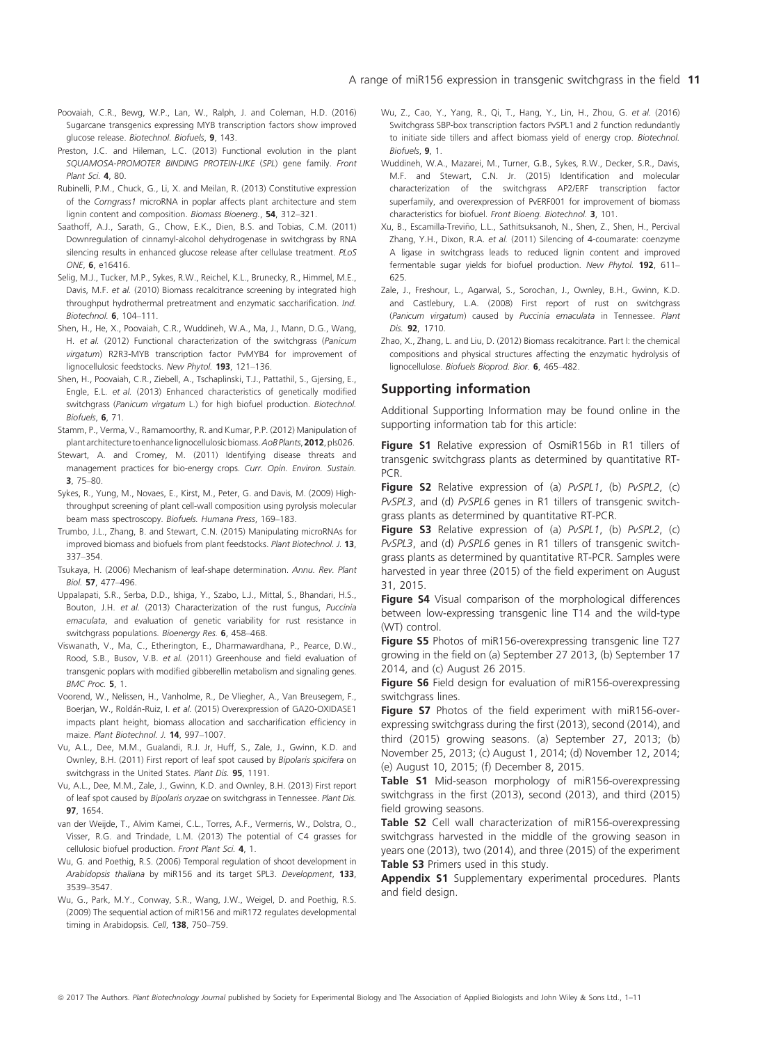Poovaiah, C.R., Bewg, W.P., Lan, W., Ralph, J. and Coleman, H.D. (2016) Sugarcane transgenics expressing MYB transcription factors show improved glucose release. *Biotechnol. Biofuels*, **9**, 143.

Preston, J.C. and Hileman, L.C. (2013) Functional evolution in the plant *SQUAMOSA-PROMOTER BINDING PROTEIN-LIKE* (*SPL*) gene family. *Front Plant Sci.* **4**, 80.

Rubinelli, P.M., Chuck, G., Li, X. and Meilan, R. (2013) Constitutive expression of the *Corngrass1* microRNA in poplar affects plant architecture and stem lignin content and composition. *Biomass Bioenerg.*, **54**, 312–321.

Saathoff, A.J., Sarath, G., Chow, E.K., Dien, B.S. and Tobias, C.M. (2011) Downregulation of cinnamyl-alcohol dehydrogenase in switchgrass by RNA silencing results in enhanced glucose release after cellulase treatment. *PLoS ONE*, **6**, e16416.

Selig, M.J., Tucker, M.P., Sykes, R.W., Reichel, K.L., Brunecky, R., Himmel, M.E., Davis, M.F. *et al.* (2010) Biomass recalcitrance screening by integrated high throughput hydrothermal pretreatment and enzymatic saccharification. *Ind. Biotechnol.* **6**, 104–111.

Shen, H., He, X., Poovaiah, C.R., Wuddineh, W.A., Ma, J., Mann, D.G., Wang, H. *et al.* (2012) Functional characterization of the switchgrass (*Panicum virgatum*) R2R3-MYB transcription factor PvMYB4 for improvement of lignocellulosic feedstocks. *New Phytol.* **193**, 121–136.

Shen, H., Poovaiah, C.R., Ziebell, A., Tschaplinski, T.J., Pattathil, S., Gjersing, E., Engle, E.L. *et al.* (2013) Enhanced characteristics of genetically modified switchgrass (*Panicum virgatum* L.) for high biofuel production. *Biotechnol. Biofuels*, **6**, 71.

Stamm, P., Verma, V., Ramamoorthy, R. and Kumar, P.P. (2012) Manipulation of plant architecture to enhance lignocellulosic biomass. *AoB Plants*, **2012**, pls026.

Stewart, A. and Cromey, M. (2011) Identifying disease threats and management practices for bio-energy crops. *Curr. Opin. Environ. Sustain.* **3**, 75–80.

Sykes, R., Yung, M., Novaes, E., Kirst, M., Peter, G. and Davis, M. (2009) High-throughput screening of plant cell-wall composition using pyrolysis molecular beam mass spectroscopy. *Biofuels*. *Humana Press*, 169–183.

Trumbo, J.L., Zhang, B. and Stewart, C.N. (2015) Manipulating microRNAs for improved biomass and biofuels from plant feedstocks. *Plant Biotechnol. J.* **13**, 337–354.

Tsukaya, H. (2006) Mechanism of leaf-shape determination. *Annu. Rev. Plant Biol.* **57**, 477–496.

Uppalapati, S.R., Serba, D.D., Ishiga, Y., Szabo, L.J., Mittal, S., Bhandari, H.S., Bouton, J.H. *et al.* (2013) Characterization of the rust fungus, *Puccinia emaculata*, and evaluation of genetic variability for rust resistance in switchgrass populations. *Bioenergy Res.* **6**, 458–468.

Viswanath, V., Ma, C., Etherington, E., Dharmawardhana, P., Pearce, D.W., Rood, S.B., Busov, V.B. *et al.* (2011) Greenhouse and field evaluation of transgenic poplars with modified gibberellin metabolism and signaling genes. *BMC Proc.* **5**, 1.

Voorend, W., Nelissen, H., Vanholme, R., De Vliegher, A., Van Breusegem, F., Boerjan, W., Roldán-Ruiz, I. *et al.* (2015) Overexpression of GA20-OXIDASE1 impacts plant height, biomass allocation and saccharification efficiency in maize. *Plant Biotechnol. J.* **14**, 997–1007.

Vu, A.L., Dee, M.M., Gualandi, R.J. Jr, Huff, S., Zale, J., Gwinn, K.D. and Ownley, B.H. (2011) First report of leaf spot caused by *Bipolaris spicifera* on switchgrass in the United States. *Plant Dis.* **95**, 1191.

Vu, A.L., Dee, M.M., Zale, J., Gwinn, K.D. and Ownley, B.H. (2013) First report of leaf spot caused by *Bipolaris oryzae* on switchgrass in Tennessee. *Plant Dis.* **97**, 1654.

van der Weijde, T., Alvim Kamei, C.L., Torres, A.F., Vermerris, W., Dolstra, O., Visser, R.G. and Trindade, L.M. (2013) The potential of C4 grasses for cellulosic biofuel production. *Front Plant Sci.* **4**, 1.

Wu, G. and Poethig, R.S. (2006) Temporal regulation of shoot development in *Arabidopsis thaliana* by miR156 and its target SPL3. *Development*, **133**, 3539–3547.

Wu, G., Park, M.Y., Conway, S.R., Wang, J.W., Weigel, D. and Poethig, R.S. (2009) The sequential action of miR156 and miR172 regulates developmental timing in Arabidopsis. *Cell*, **138**, 750–759.

Wu, Z., Cao, Y., Yang, R., Qi, T., Hang, Y., Lin, H., Zhou, G. *et al.* (2016) Switchgrass SBP-box transcription factors PvSPL1 and 2 function redundantly to initiate side tillers and affect biomass yield of energy crop. *Biotechnol. Biofuels*, **9**, 1.

Wuddineh, W.A., Mazarei, M., Turner, G.B., Sykes, R.W., Decker, S.R., Davis, M.F. and Stewart, C.N. Jr. (2015) Identification and molecular characterization of the switchgrass AP2/ERF transcription factor superfamily, and overexpression of PvERF001 for improvement of biomass characteristics for biofuel. *Front Bioeng. Biotechnol.* **3**, 101.

Xu, B., Escamilla-Treviño, L.L., Sathitsuksanoh, N., Shen, Z., Shen, H., Percival Zhang, Y.H., Dixon, R.A. *et al.* (2011) Silencing of 4-coumarate: coenzyme A ligase in switchgrass leads to reduced lignin content and improved fermentable sugar yields for biofuel production. *New Phytol.* **192**, 611–625.

Zale, J., Freshour, L., Agarwal, S., Sorochan, J., Ownley, B.H., Gwinn, K.D. and Castlebury, L.A. (2008) First report of rust on switchgrass (*Panicum virgatum*) caused by *Puccinia emaculata* in Tennessee. *Plant Dis.* **92**, 1710.

Zhao, X., Zhang, L. and Liu, D. (2012) Biomass recalcitrance. Part I: the chemical compositions and physical structures affecting the enzymatic hydrolysis of lignocellulose. *Biofuels Bioprod. Bior.* **6**, 465–482.

## Supporting information

Additional Supporting Information may be found online in the supporting information tab for this article:

**Figure S1** Relative expression of OsmiR156b in R1 tillers of transgenic switchgrass plants as determined by quantitative RT-PCR.

**Figure S2** Relative expression of (a) *PvSPL1*, (b) *PvSPL2*, (c) *PvSPL3*, and (d) *PvSPL6* genes in R1 tillers of transgenic switchgrass plants as determined by quantitative RT-PCR.

**Figure S3** Relative expression of (a) *PvSPL1*, (b) *PvSPL2*, (c) *PvSPL3*, and (d) *PvSPL6* genes in R1 tillers of transgenic switchgrass plants as determined by quantitative RT-PCR. Samples were harvested in year three (2015) of the field experiment on August 31, 2015.

**Figure S4** Visual comparison of the morphological differences between low-expressing transgenic line T14 and the wild-type (WT) control.

**Figure S5** Photos of miR156-overexpressing transgenic line T27 growing in the field on (a) September 27 2013, (b) September 17 2014, and (c) August 26 2015.

**Figure S6** Field design for evaluation of miR156-overexpressing switchgrass lines.

**Figure S7** Photos of the field experiment with miR156-overexpressing switchgrass during the first (2013), second (2014), and third (2015) growing seasons. (a) September 27, 2013; (b) November 25, 2013; (c) August 1, 2014; (d) November 12, 2014; (e) August 10, 2015; (f) December 8, 2015.

**Table S1** Mid-season morphology of miR156-overexpressing switchgrass in the first (2013), second (2013), and third (2015) field growing seasons.

**Table S2** Cell wall characterization of miR156-overexpressing switchgrass harvested in the middle of the growing season in years one (2013), two (2014), and three (2015) of the experiment

**Table S3** Primers used in this study.

**Appendix S1** Supplementary experimental procedures. Plants and field design.